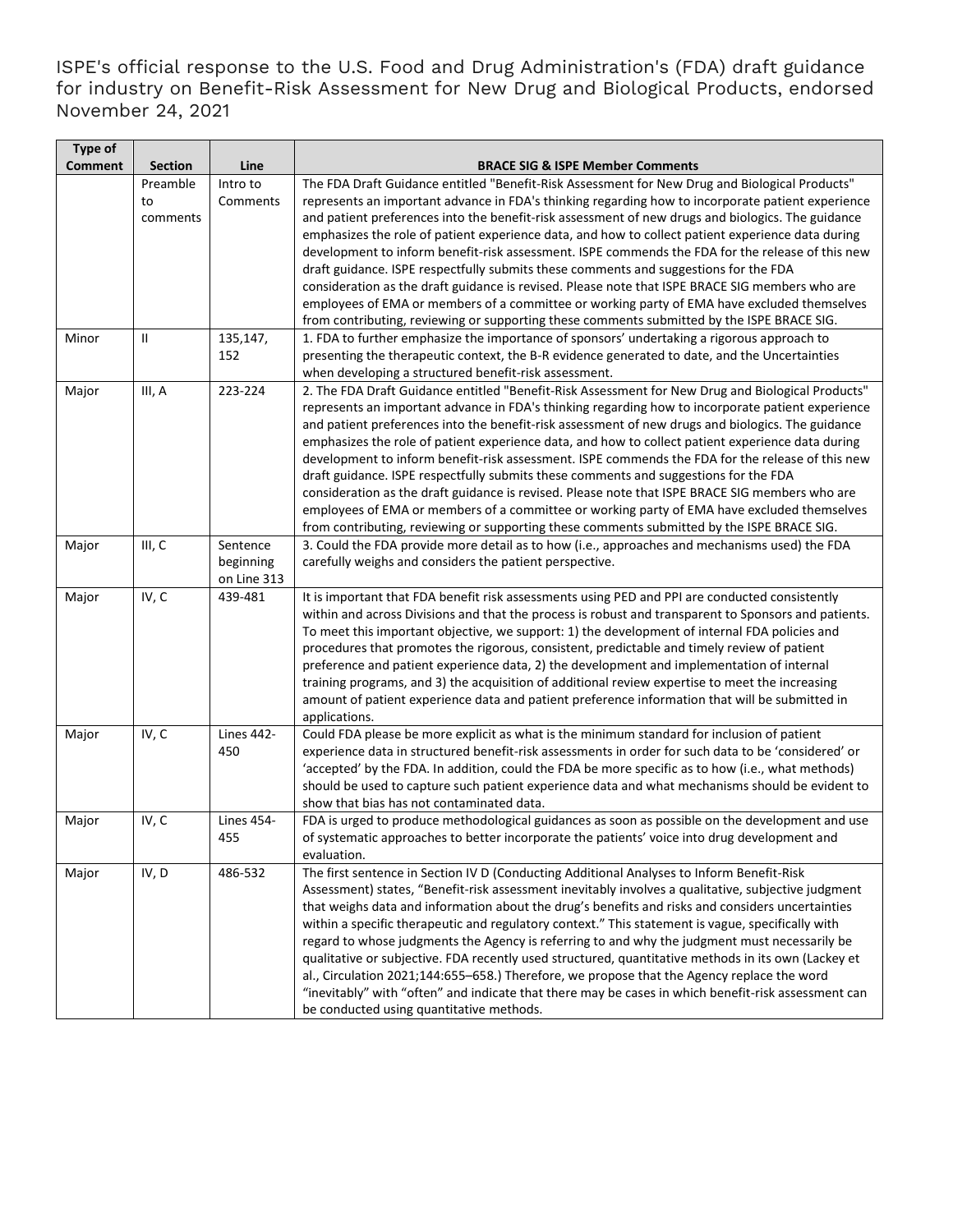ISPE's official response to the U.S. Food and Drug Administration's (FDA) draft guidance for industry on Benefit-Risk Assessment for New Drug and Biological Products, endorsed November 24, 2021

| Type of Comment | Section | Line | BRACE SIG & ISPE Member Comments |
|---|---|---|---|
| | Preamble to comments | Intro to Comments | The FDA Draft Guidance entitled "Benefit-Risk Assessment for New Drug and Biological Products" represents an important advance in FDA's thinking regarding how to incorporate patient experience and patient preferences into the benefit-risk assessment of new drugs and biologics. The guidance emphasizes the role of patient experience data, and how to collect patient experience data during development to inform benefit-risk assessment. ISPE commends the FDA for the release of this new draft guidance. ISPE respectfully submits these comments and suggestions for the FDA consideration as the draft guidance is revised. Please note that ISPE BRACE SIG members who are employees of EMA or members of a committee or working party of EMA have excluded themselves from contributing, reviewing or supporting these comments submitted by the ISPE BRACE SIG. |
| Minor | II | 135,147, 152 | 1. FDA to further emphasize the importance of sponsors' undertaking a rigorous approach to presenting the therapeutic context, the B-R evidence generated to date, and the Uncertainties when developing a structured benefit-risk assessment. |
| Major | III, A | 223-224 | 2. The FDA Draft Guidance entitled "Benefit-Risk Assessment for New Drug and Biological Products" represents an important advance in FDA's thinking regarding how to incorporate patient experience and patient preferences into the benefit-risk assessment of new drugs and biologics. The guidance emphasizes the role of patient experience data, and how to collect patient experience data during development to inform benefit-risk assessment. ISPE commends the FDA for the release of this new draft guidance. ISPE respectfully submits these comments and suggestions for the FDA consideration as the draft guidance is revised. Please note that ISPE BRACE SIG members who are employees of EMA or members of a committee or working party of EMA have excluded themselves from contributing, reviewing or supporting these comments submitted by the ISPE BRACE SIG. |
| Major | III, C | Sentence beginning on Line 313 | 3. Could the FDA provide more detail as to how (i.e., approaches and mechanisms used) the FDA carefully weighs and considers the patient perspective. |
| Major | IV, C | 439-481 | It is important that FDA benefit risk assessments using PED and PPI are conducted consistently within and across Divisions and that the process is robust and transparent to Sponsors and patients. To meet this important objective, we support: 1) the development of internal FDA policies and procedures that promotes the rigorous, consistent, predictable and timely review of patient preference and patient experience data, 2) the development and implementation of internal training programs, and 3) the acquisition of additional review expertise to meet the increasing amount of patient experience data and patient preference information that will be submitted in applications. |
| Major | IV, C | Lines 442-450 | Could FDA please be more explicit as what is the minimum standard for inclusion of patient experience data in structured benefit-risk assessments in order for such data to be 'considered' or 'accepted' by the FDA. In addition, could the FDA be more specific as to how (i.e., what methods) should be used to capture such patient experience data and what mechanisms should be evident to show that bias has not contaminated data. |
| Major | IV, C | Lines 454-455 | FDA is urged to produce methodological guidances as soon as possible on the development and use of systematic approaches to better incorporate the patients' voice into drug development and evaluation. |
| Major | IV, D | 486-532 | The first sentence in Section IV D (Conducting Additional Analyses to Inform Benefit-Risk Assessment) states, "Benefit-risk assessment inevitably involves a qualitative, subjective judgment that weighs data and information about the drug's benefits and risks and considers uncertainties within a specific therapeutic and regulatory context." This statement is vague, specifically with regard to whose judgments the Agency is referring to and why the judgment must necessarily be qualitative or subjective. FDA recently used structured, quantitative methods in its own (Lackey et al., Circulation 2021;144:655–658.) Therefore, we propose that the Agency replace the word "inevitably" with "often" and indicate that there may be cases in which benefit-risk assessment can be conducted using quantitative methods. |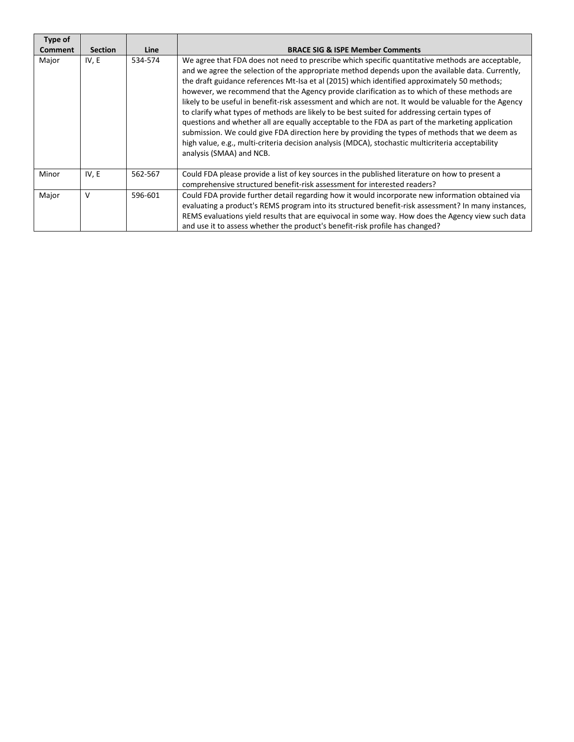| Type of Comment | Section | Line | BRACE SIG & ISPE Member Comments |
|---|---|---|---|
| Major | IV, E | 534-574 | We agree that FDA does not need to prescribe which specific quantitative methods are acceptable, and we agree the selection of the appropriate method depends upon the available data. Currently, the draft guidance references Mt-Isa et al (2015) which identified approximately 50 methods; however, we recommend that the Agency provide clarification as to which of these methods are likely to be useful in benefit-risk assessment and which are not. It would be valuable for the Agency to clarify what types of methods are likely to be best suited for addressing certain types of questions and whether all are equally acceptable to the FDA as part of the marketing application submission. We could give FDA direction here by providing the types of methods that we deem as high value, e.g., multi-criteria decision analysis (MDCA), stochastic multicriteria acceptability analysis (SMAA) and NCB. |
| Minor | IV, E | 562-567 | Could FDA please provide a list of key sources in the published literature on how to present a comprehensive structured benefit-risk assessment for interested readers? |
| Major | V | 596-601 | Could FDA provide further detail regarding how it would incorporate new information obtained via evaluating a product's REMS program into its structured benefit-risk assessment? In many instances, REMS evaluations yield results that are equivocal in some way. How does the Agency view such data and use it to assess whether the product's benefit-risk profile has changed? |